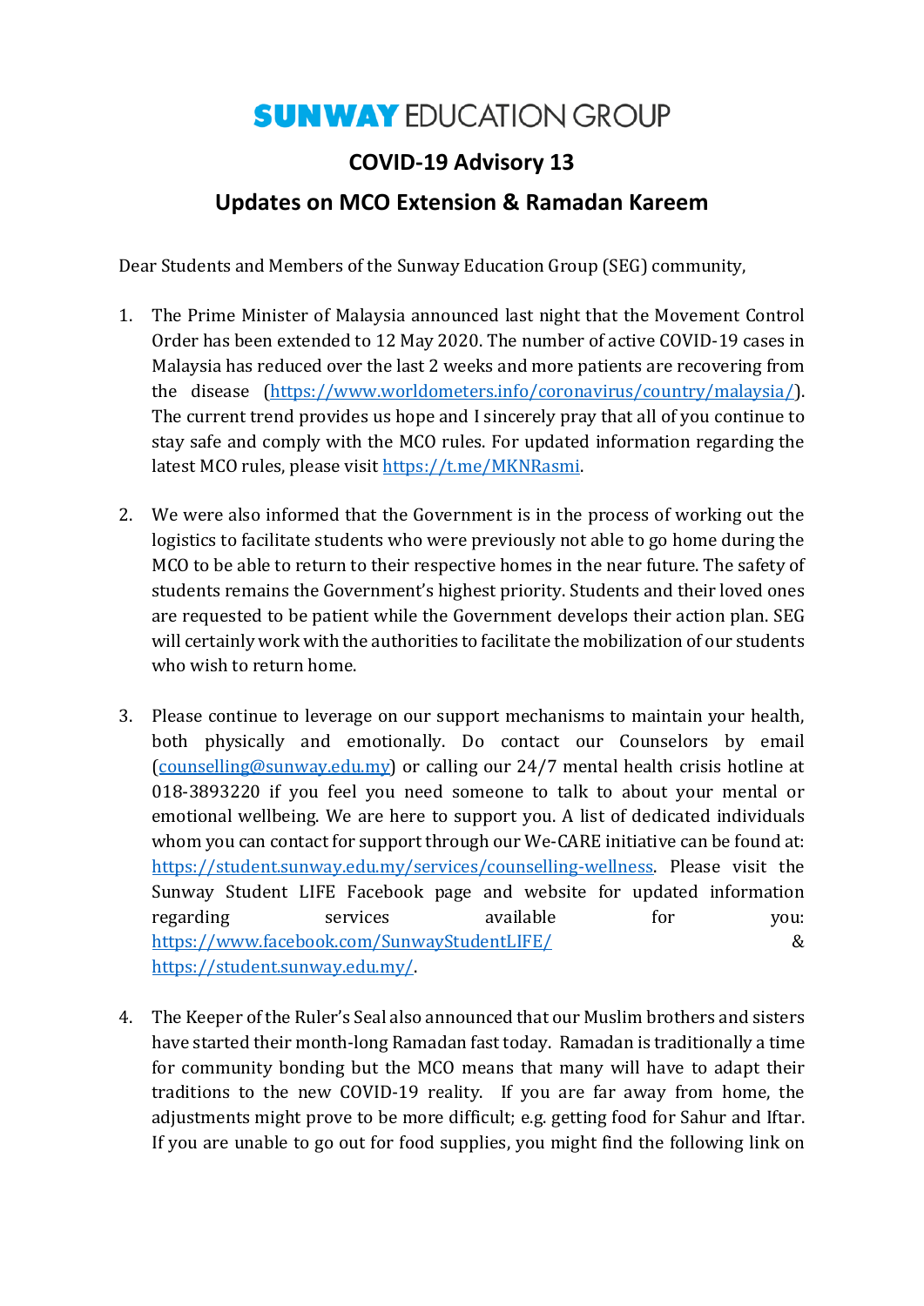# SUNWAY EDUCATION GROUP

## COVID-19 Advisory 13

## Updates on MCO Extension & Ramadan Kareem

Dear Students and Members of the Sunway Education Group (SEG) community,

1. The Prime Minister of Malaysia announced last night that the Movement Control Order has been extended to 12 May 2020. The number of active COVID-19 cases in Malaysia has reduced over the last 2 weeks and more patients are recovering from the disease (https://www.worldometers.info/coronavirus/country/malaysia/). The current trend provides us hope and I sincerely pray that all of you continue to stay safe and comply with the MCO rules. For updated information regarding the latest MCO rules, please visit https://t.me/MKNRasmi.

2. We were also informed that the Government is in the process of working out the logistics to facilitate students who were previously not able to go home during the MCO to be able to return to their respective homes in the near future. The safety of students remains the Government's highest priority. Students and their loved ones are requested to be patient while the Government develops their action plan. SEG will certainly work with the authorities to facilitate the mobilization of our students who wish to return home.

3. Please continue to leverage on our support mechanisms to maintain your health, both physically and emotionally. Do contact our Counselors by email (counselling@sunway.edu.my) or calling our 24/7 mental health crisis hotline at 018-3893220 if you feel you need someone to talk to about your mental or emotional wellbeing. We are here to support you. A list of dedicated individuals whom you can contact for support through our We-CARE initiative can be found at: https://student.sunway.edu.my/services/counselling-wellness. Please visit the Sunway Student LIFE Facebook page and website for updated information regarding services available for you: https://www.facebook.com/SunwayStudentLIFE/ & https://student.sunway.edu.my/.

4. The Keeper of the Ruler's Seal also announced that our Muslim brothers and sisters have started their month-long Ramadan fast today. Ramadan is traditionally a time for community bonding but the MCO means that many will have to adapt their traditions to the new COVID-19 reality. If you are far away from home, the adjustments might prove to be more difficult; e.g. getting food for Sahur and Iftar. If you are unable to go out for food supplies, you might find the following link on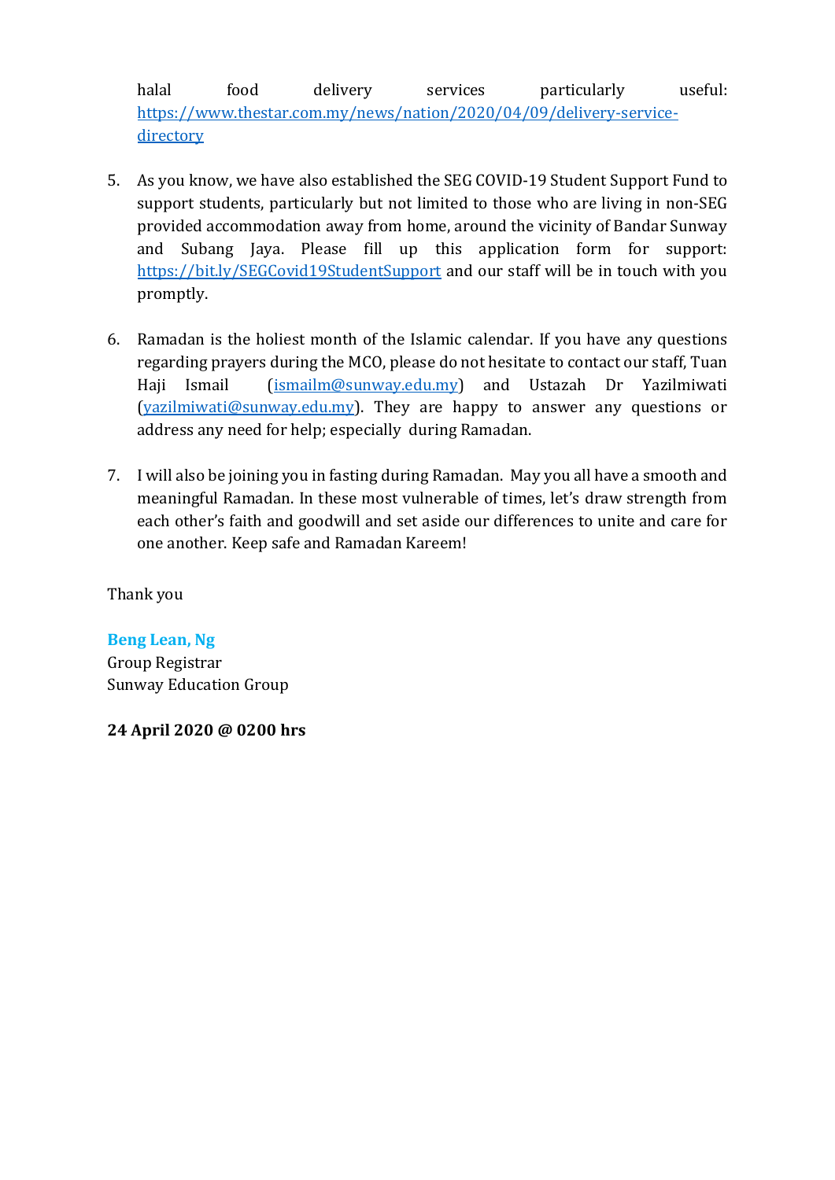halal food delivery services particularly useful: [https://www.thestar.com.my/news/nation/2020/04/09/delivery-service-directory](https://www.thestar.com.my/news/nation/2020/04/09/delivery-service-directory)

5. As you know, we have also established the SEG COVID-19 Student Support Fund to support students, particularly but not limited to those who are living in non-SEG provided accommodation away from home, around the vicinity of Bandar Sunway and Subang Jaya. Please fill up this application form for support: [https://bit.ly/SEGCovid19StudentSupport](https://bit.ly/SEGCovid19StudentSupport) and our staff will be in touch with you promptly.

6. Ramadan is the holiest month of the Islamic calendar. If you have any questions regarding prayers during the MCO, please do not hesitate to contact our staff, Tuan Haji Ismail ([ismailm@sunway.edu.my](mailto:ismailm@sunway.edu.my)) and Ustazah Dr Yazilmiwati ([yazilmiwati@sunway.edu.my](mailto:yazilmiwati@sunway.edu.my)). They are happy to answer any questions or address any need for help; especially during Ramadan.

7. I will also be joining you in fasting during Ramadan. May you all have a smooth and meaningful Ramadan. In these most vulnerable of times, let's draw strength from each other's faith and goodwill and set aside our differences to unite and care for one another. Keep safe and Ramadan Kareem!

Thank you

**Beng Lean, Ng**
Group Registrar
Sunway Education Group

**24 April 2020 @ 0200 hrs**